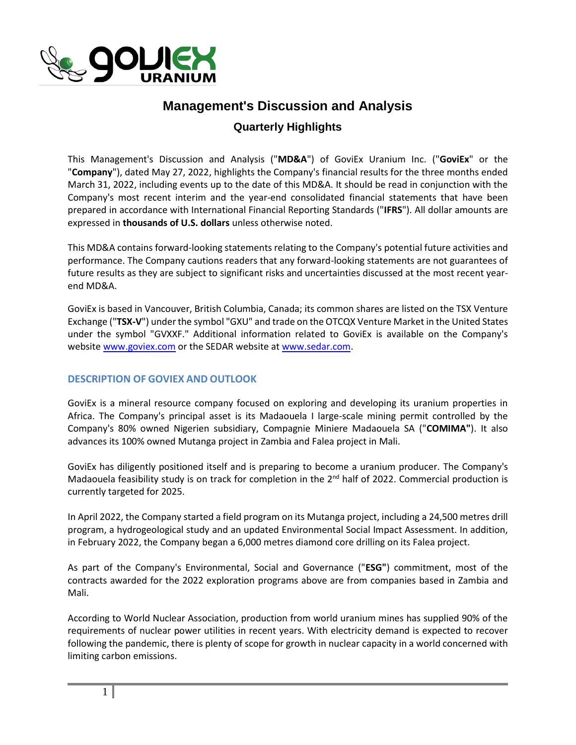# Management's Discussion and Analysis

## Quarterly Highlights

This Management's Discussion and Analysis ("**MD&A**") of GoviEx Uranium Inc. ("**GoviEx**" or the "**Company**"), dated May 27, 2022, highlights the Company's financial results for the three months ended March 31, 2022, including events up to the date of this MD&A. It should be read in conjunction with the Company's most recent interim and the year-end consolidated financial statements that have been prepared in accordance with International Financial Reporting Standards ("**IFRS**"). All dollar amounts are expressed in **thousands of U.S. dollars** unless otherwise noted.

This MD&A contains forward-looking statements relating to the Company's potential future activities and performance. The Company cautions readers that any forward-looking statements are not guarantees of future results as they are subject to significant risks and uncertainties discussed at the most recent year-end MD&A.

GoviEx is based in Vancouver, British Columbia, Canada; its common shares are listed on the TSX Venture Exchange ("**TSX-V**") under the symbol "GXU" and trade on the OTCQX Venture Market in the United States under the symbol "GVXXF." Additional information related to GoviEx is available on the Company's website www.goviex.com or the SEDAR website at www.sedar.com.

### DESCRIPTION OF GOVIEX AND OUTLOOK

GoviEx is a mineral resource company focused on exploring and developing its uranium properties in Africa. The Company's principal asset is its Madaouela I large-scale mining permit controlled by the Company's 80% owned Nigerien subsidiary, Compagnie Miniere Madaouela SA ("**COMIMA"**). It also advances its 100% owned Mutanga project in Zambia and Falea project in Mali.

GoviEx has diligently positioned itself and is preparing to become a uranium producer. The Company's Madaouela feasibility study is on track for completion in the 2nd half of 2022. Commercial production is currently targeted for 2025.

In April 2022, the Company started a field program on its Mutanga project, including a 24,500 metres drill program, a hydrogeological study and an updated Environmental Social Impact Assessment. In addition, in February 2022, the Company began a 6,000 metres diamond core drilling on its Falea project.

As part of the Company's Environmental, Social and Governance ("**ESG"**) commitment, most of the contracts awarded for the 2022 exploration programs above are from companies based in Zambia and Mali.

According to World Nuclear Association, production from world uranium mines has supplied 90% of the requirements of nuclear power utilities in recent years. With electricity demand is expected to recover following the pandemic, there is plenty of scope for growth in nuclear capacity in a world concerned with limiting carbon emissions.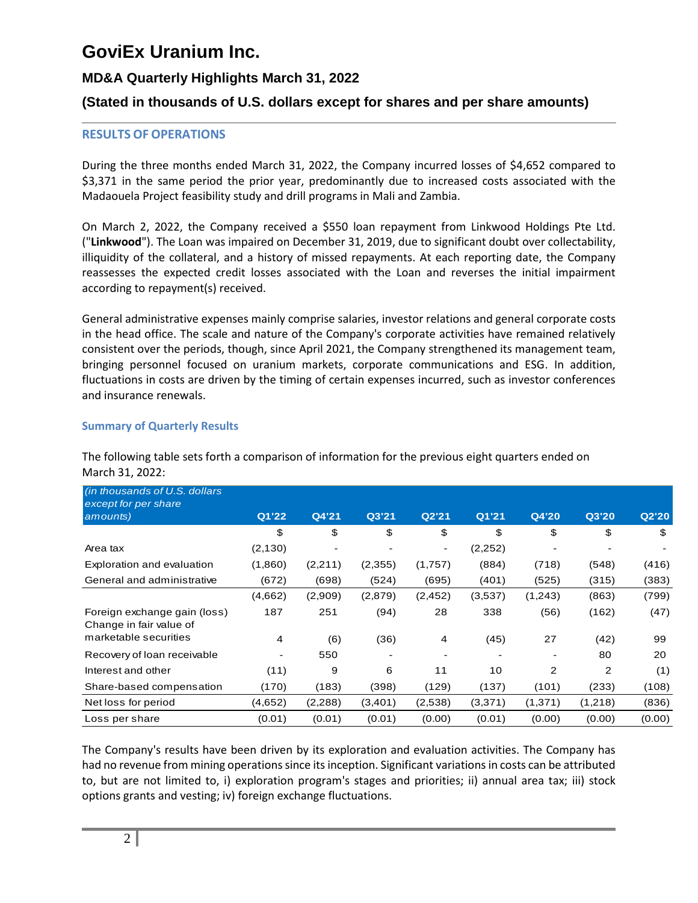# GoviEx Uranium Inc.

## MD&A Quarterly Highlights March 31, 2022

## (Stated in thousands of U.S. dollars except for shares and per share amounts)

### RESULTS OF OPERATIONS

During the three months ended March 31, 2022, the Company incurred losses of $4,652 compared to $3,371 in the same period the prior year, predominantly due to increased costs associated with the Madaouela Project feasibility study and drill programs in Mali and Zambia.

On March 2, 2022, the Company received a $550 loan repayment from Linkwood Holdings Pte Ltd. ("**Linkwood**"). The Loan was impaired on December 31, 2019, due to significant doubt over collectability, illiquidity of the collateral, and a history of missed repayments. At each reporting date, the Company reassesses the expected credit losses associated with the Loan and reverses the initial impairment according to repayment(s) received.

General administrative expenses mainly comprise salaries, investor relations and general corporate costs in the head office. The scale and nature of the Company's corporate activities have remained relatively consistent over the periods, though, since April 2021, the Company strengthened its management team, bringing personnel focused on uranium markets, corporate communications and ESG. In addition, fluctuations in costs are driven by the timing of certain expenses incurred, such as investor conferences and insurance renewals.

#### Summary of Quarterly Results

The following table sets forth a comparison of information for the previous eight quarters ended on March 31, 2022:

| *(in thousands of U.S. dollars except for per share amounts)* | Q1'22 | Q4'21 | Q3'21 | Q2'21 | Q1'21 | Q4'20 | Q3'20 | Q2'20 |
|---|---|---|---|---|---|---|---|---|
| | $ | $ | $ | $ | $ | $ | $ | $ |
| Area tax | (2,130) | - | - | - | (2,252) | - | - | - |
| Exploration and evaluation | (1,860) | (2,211) | (2,355) | (1,757) | (884) | (718) | (548) | (416) |
| General and administrative | (672) | (698) | (524) | (695) | (401) | (525) | (315) | (383) |
| | (4,662) | (2,909) | (2,879) | (2,452) | (3,537) | (1,243) | (863) | (799) |
| Foreign exchange gain (loss) | 187 | 251 | (94) | 28 | 338 | (56) | (162) | (47) |
| Change in fair value of marketable securities | 4 | (6) | (36) | 4 | (45) | 27 | (42) | 99 |
| Recovery of loan receivable | - | 550 | - | - | - | - | 80 | 20 |
| Interest and other | (11) | 9 | 6 | 11 | 10 | 2 | 2 | (1) |
| Share-based compensation | (170) | (183) | (398) | (129) | (137) | (101) | (233) | (108) |
| Net loss for period | (4,652) | (2,288) | (3,401) | (2,538) | (3,371) | (1,371) | (1,218) | (836) |
| Loss per share | (0.01) | (0.01) | (0.01) | (0.00) | (0.01) | (0.00) | (0.00) | (0.00) |

The Company's results have been driven by its exploration and evaluation activities. The Company has had no revenue from mining operations since its inception. Significant variations in costs can be attributed to, but are not limited to, i) exploration program's stages and priorities; ii) annual area tax; iii) stock options grants and vesting; iv) foreign exchange fluctuations.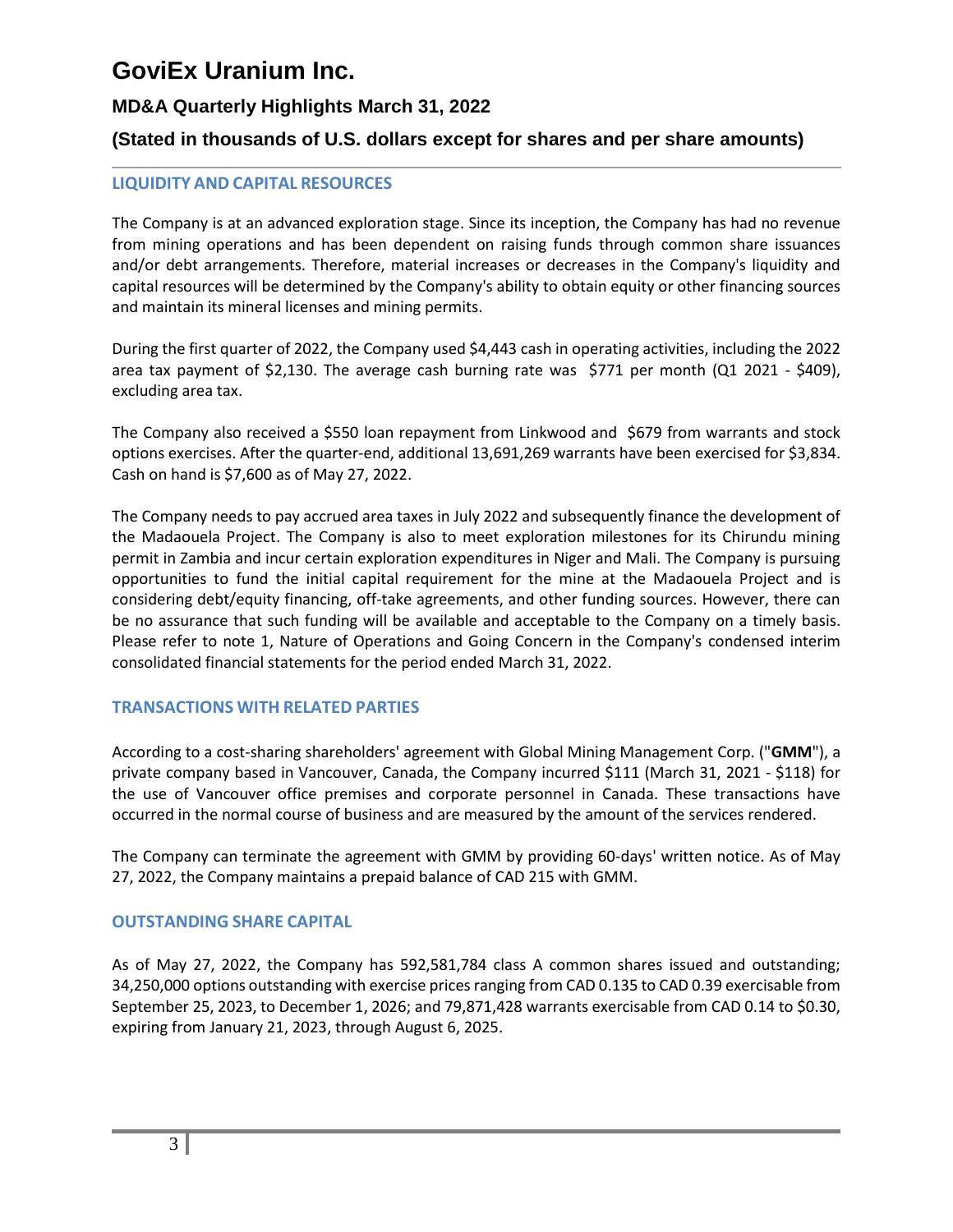## LIQUIDITY AND CAPITAL RESOURCES

The Company is at an advanced exploration stage. Since its inception, the Company has had no revenue from mining operations and has been dependent on raising funds through common share issuances and/or debt arrangements. Therefore, material increases or decreases in the Company's liquidity and capital resources will be determined by the Company's ability to obtain equity or other financing sources and maintain its mineral licenses and mining permits.

During the first quarter of 2022, the Company used $4,443 cash in operating activities, including the 2022 area tax payment of $2,130. The average cash burning rate was $771 per month (Q1 2021 - $409), excluding area tax.

The Company also received a $550 loan repayment from Linkwood and $679 from warrants and stock options exercises. After the quarter-end, additional 13,691,269 warrants have been exercised for $3,834. Cash on hand is $7,600 as of May 27, 2022.

The Company needs to pay accrued area taxes in July 2022 and subsequently finance the development of the Madaouela Project. The Company is also to meet exploration milestones for its Chirundu mining permit in Zambia and incur certain exploration expenditures in Niger and Mali. The Company is pursuing opportunities to fund the initial capital requirement for the mine at the Madaouela Project and is considering debt/equity financing, off-take agreements, and other funding sources. However, there can be no assurance that such funding will be available and acceptable to the Company on a timely basis. Please refer to note 1, Nature of Operations and Going Concern in the Company's condensed interim consolidated financial statements for the period ended March 31, 2022.

## TRANSACTIONS WITH RELATED PARTIES

According to a cost-sharing shareholders' agreement with Global Mining Management Corp. ("**GMM**"), a private company based in Vancouver, Canada, the Company incurred $111 (March 31, 2021 - $118) for the use of Vancouver office premises and corporate personnel in Canada. These transactions have occurred in the normal course of business and are measured by the amount of the services rendered.

The Company can terminate the agreement with GMM by providing 60-days' written notice. As of May 27, 2022, the Company maintains a prepaid balance of CAD 215 with GMM.

## OUTSTANDING SHARE CAPITAL

As of May 27, 2022, the Company has 592,581,784 class A common shares issued and outstanding; 34,250,000 options outstanding with exercise prices ranging from CAD 0.135 to CAD 0.39 exercisable from September 25, 2023, to December 1, 2026; and 79,871,428 warrants exercisable from CAD 0.14 to $0.30, expiring from January 21, 2023, through August 6, 2025.